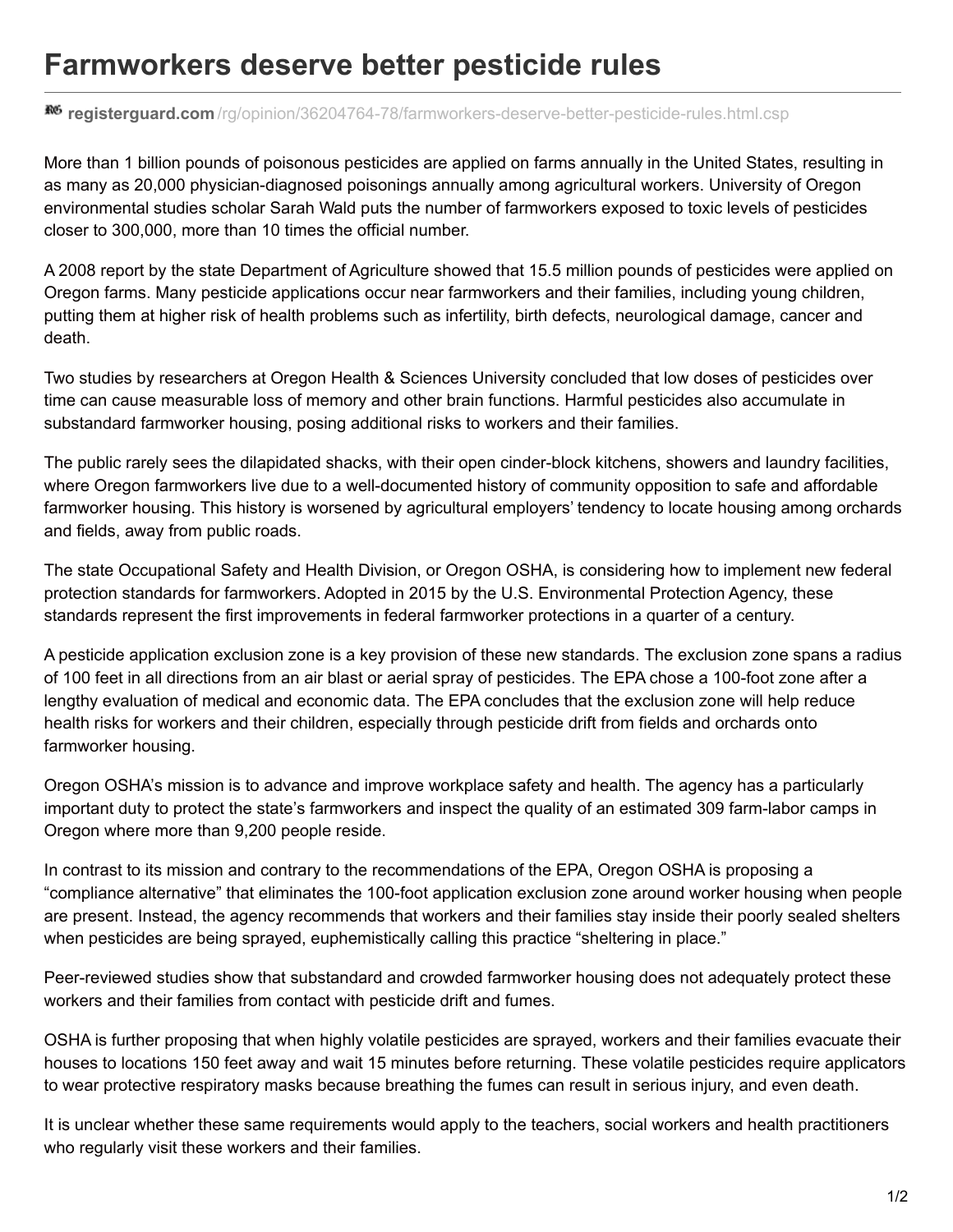# Farmworkers deserve better pesticide rules

**registerguard.com**/rg/opinion/36204764-78/farmworkers-deserve-better-pesticide-rules.html.csp

More than 1 billion pounds of poisonous pesticides are applied on farms annually in the United States, resulting in as many as 20,000 physician-diagnosed poisonings annually among agricultural workers. University of Oregon environmental studies scholar Sarah Wald puts the number of farmworkers exposed to toxic levels of pesticides closer to 300,000, more than 10 times the official number.

A 2008 report by the state Department of Agriculture showed that 15.5 million pounds of pesticides were applied on Oregon farms. Many pesticide applications occur near farmworkers and their families, including young children, putting them at higher risk of health problems such as infertility, birth defects, neurological damage, cancer and death.

Two studies by researchers at Oregon Health & Sciences University concluded that low doses of pesticides over time can cause measurable loss of memory and other brain functions. Harmful pesticides also accumulate in substandard farmworker housing, posing additional risks to workers and their families.

The public rarely sees the dilapidated shacks, with their open cinder-block kitchens, showers and laundry facilities, where Oregon farmworkers live due to a well-documented history of community opposition to safe and affordable farmworker housing. This history is worsened by agricultural employers' tendency to locate housing among orchards and fields, away from public roads.

The state Occupational Safety and Health Division, or Oregon OSHA, is considering how to implement new federal protection standards for farmworkers. Adopted in 2015 by the U.S. Environmental Protection Agency, these standards represent the first improvements in federal farmworker protections in a quarter of a century.

A pesticide application exclusion zone is a key provision of these new standards. The exclusion zone spans a radius of 100 feet in all directions from an air blast or aerial spray of pesticides. The EPA chose a 100-foot zone after a lengthy evaluation of medical and economic data. The EPA concludes that the exclusion zone will help reduce health risks for workers and their children, especially through pesticide drift from fields and orchards onto farmworker housing.

Oregon OSHA's mission is to advance and improve workplace safety and health. The agency has a particularly important duty to protect the state's farmworkers and inspect the quality of an estimated 309 farm-labor camps in Oregon where more than 9,200 people reside.

In contrast to its mission and contrary to the recommendations of the EPA, Oregon OSHA is proposing a "compliance alternative" that eliminates the 100-foot application exclusion zone around worker housing when people are present. Instead, the agency recommends that workers and their families stay inside their poorly sealed shelters when pesticides are being sprayed, euphemistically calling this practice "sheltering in place."

Peer-reviewed studies show that substandard and crowded farmworker housing does not adequately protect these workers and their families from contact with pesticide drift and fumes.

OSHA is further proposing that when highly volatile pesticides are sprayed, workers and their families evacuate their houses to locations 150 feet away and wait 15 minutes before returning. These volatile pesticides require applicators to wear protective respiratory masks because breathing the fumes can result in serious injury, and even death.

It is unclear whether these same requirements would apply to the teachers, social workers and health practitioners who regularly visit these workers and their families.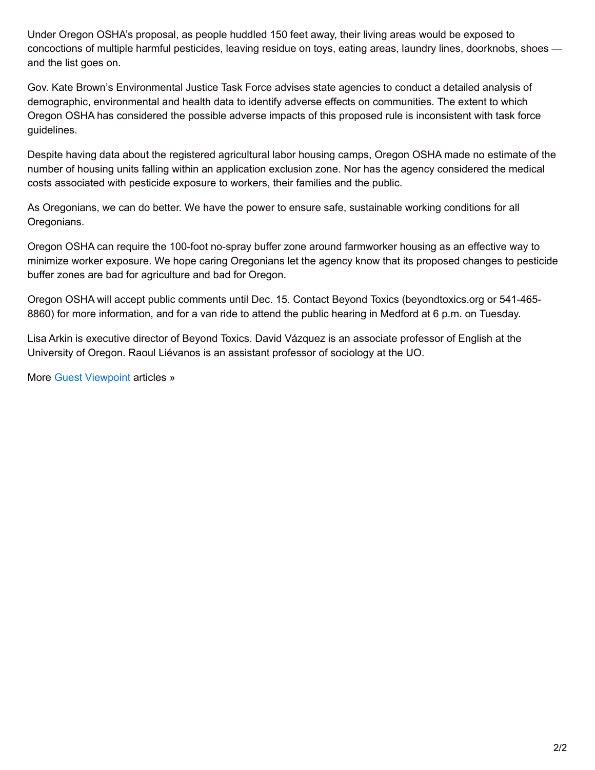Under Oregon OSHA's proposal, as people huddled 150 feet away, their living areas would be exposed to concoctions of multiple harmful pesticides, leaving residue on toys, eating areas, laundry lines, doorknobs, shoes — and the list goes on.

Gov. Kate Brown's Environmental Justice Task Force advises state agencies to conduct a detailed analysis of demographic, environmental and health data to identify adverse effects on communities. The extent to which Oregon OSHA has considered the possible adverse impacts of this proposed rule is inconsistent with task force guidelines.

Despite having data about the registered agricultural labor housing camps, Oregon OSHA made no estimate of the number of housing units falling within an application exclusion zone. Nor has the agency considered the medical costs associated with pesticide exposure to workers, their families and the public.

As Oregonians, we can do better. We have the power to ensure safe, sustainable working conditions for all Oregonians.

Oregon OSHA can require the 100-foot no-spray buffer zone around farmworker housing as an effective way to minimize worker exposure. We hope caring Oregonians let the agency know that its proposed changes to pesticide buffer zones are bad for agriculture and bad for Oregon.

Oregon OSHA will accept public comments until Dec. 15. Contact Beyond Toxics (beyondtoxics.org or 541-465-8860) for more information, and for a van ride to attend the public hearing in Medford at 6 p.m. on Tuesday.

Lisa Arkin is executive director of Beyond Toxics. David Vázquez is an associate professor of English at the University of Oregon. Raoul Liévanos is an assistant professor of sociology at the UO.

More Guest Viewpoint articles »